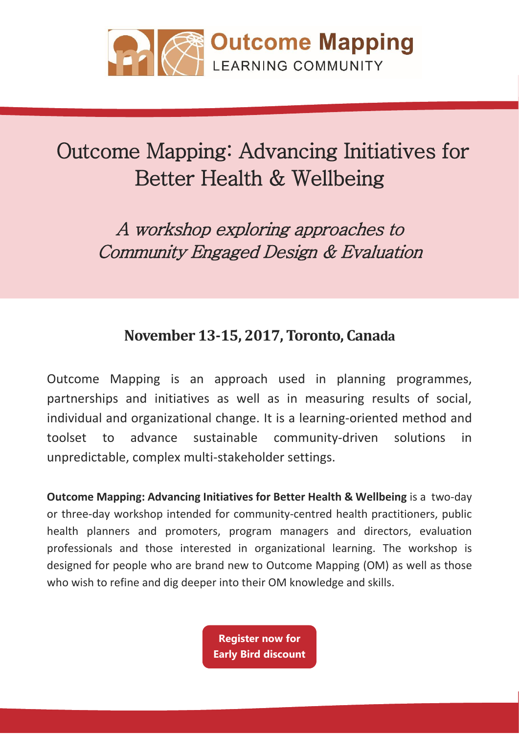Outcome Mapping
LEARNING COMMUNITY

# Outcome Mapping: Advancing Initiatives for Better Health & Wellbeing

*A workshop exploring approaches to Community Engaged Design & Evaluation*

## November 13-15, 2017, Toronto, Canada

Outcome Mapping is an approach used in planning programmes, partnerships and initiatives as well as in measuring results of social, individual and organizational change. It is a learning-oriented method and toolset to advance sustainable community-driven solutions in unpredictable, complex multi-stakeholder settings.

**Outcome Mapping: Advancing Initiatives for Better Health & Wellbeing** is a two-day or three-day workshop intended for community-centred health practitioners, public health planners and promoters, program managers and directors, evaluation professionals and those interested in organizational learning. The workshop is designed for people who are brand new to Outcome Mapping (OM) as well as those who wish to refine and dig deeper into their OM knowledge and skills.

**Register now for Early Bird discount**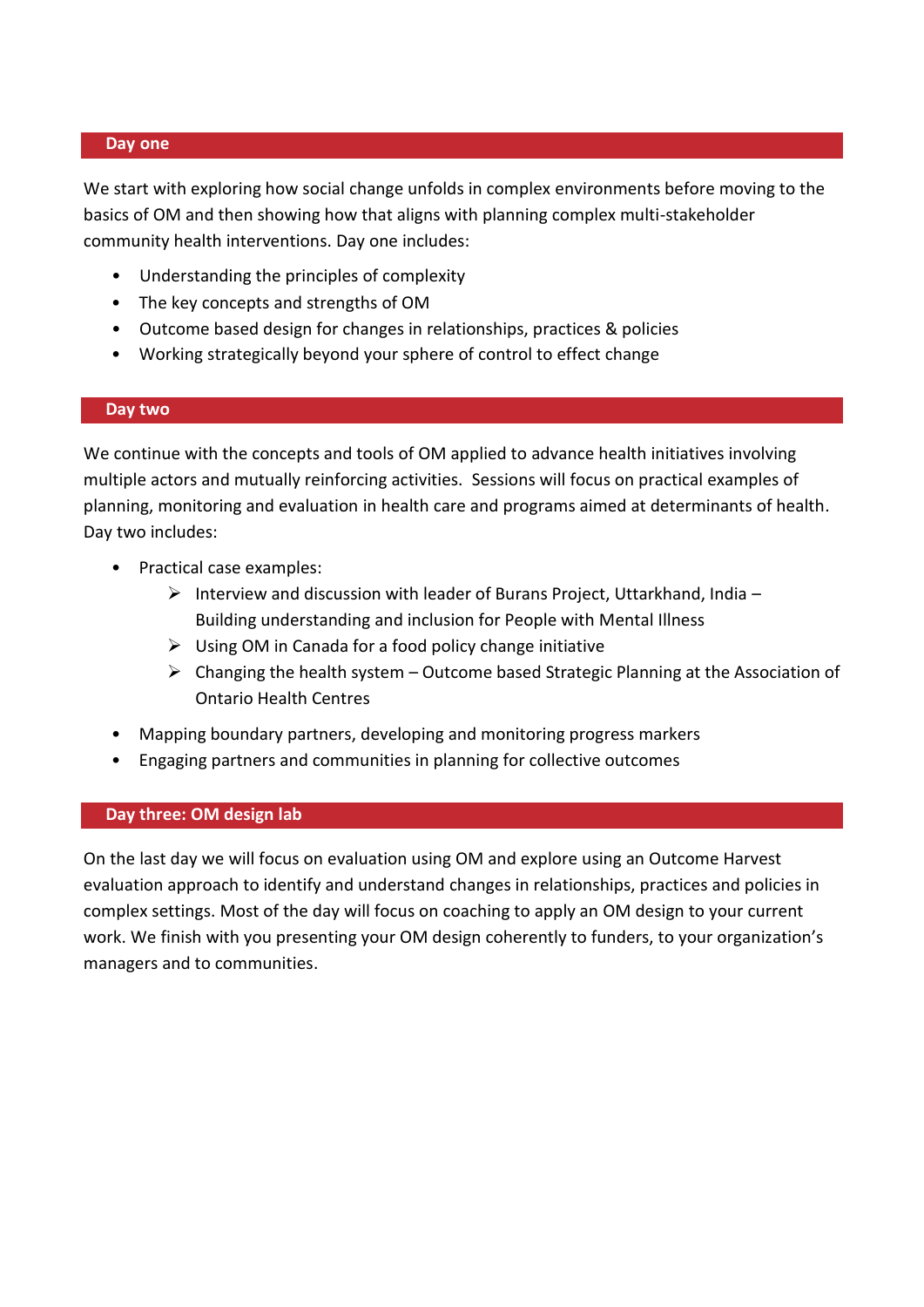## Day one

We start with exploring how social change unfolds in complex environments before moving to the basics of OM and then showing how that aligns with planning complex multi-stakeholder community health interventions. Day one includes:

- Understanding the principles of complexity
- The key concepts and strengths of OM
- Outcome based design for changes in relationships, practices & policies
- Working strategically beyond your sphere of control to effect change

## Day two

We continue with the concepts and tools of OM applied to advance health initiatives involving multiple actors and mutually reinforcing activities. Sessions will focus on practical examples of planning, monitoring and evaluation in health care and programs aimed at determinants of health. Day two includes:

- Practical case examples:
  - Interview and discussion with leader of Burans Project, Uttarkhand, India – Building understanding and inclusion for People with Mental Illness
  - Using OM in Canada for a food policy change initiative
  - Changing the health system – Outcome based Strategic Planning at the Association of Ontario Health Centres
- Mapping boundary partners, developing and monitoring progress markers
- Engaging partners and communities in planning for collective outcomes

## Day three: OM design lab

On the last day we will focus on evaluation using OM and explore using an Outcome Harvest evaluation approach to identify and understand changes in relationships, practices and policies in complex settings. Most of the day will focus on coaching to apply an OM design to your current work. We finish with you presenting your OM design coherently to funders, to your organization's managers and to communities.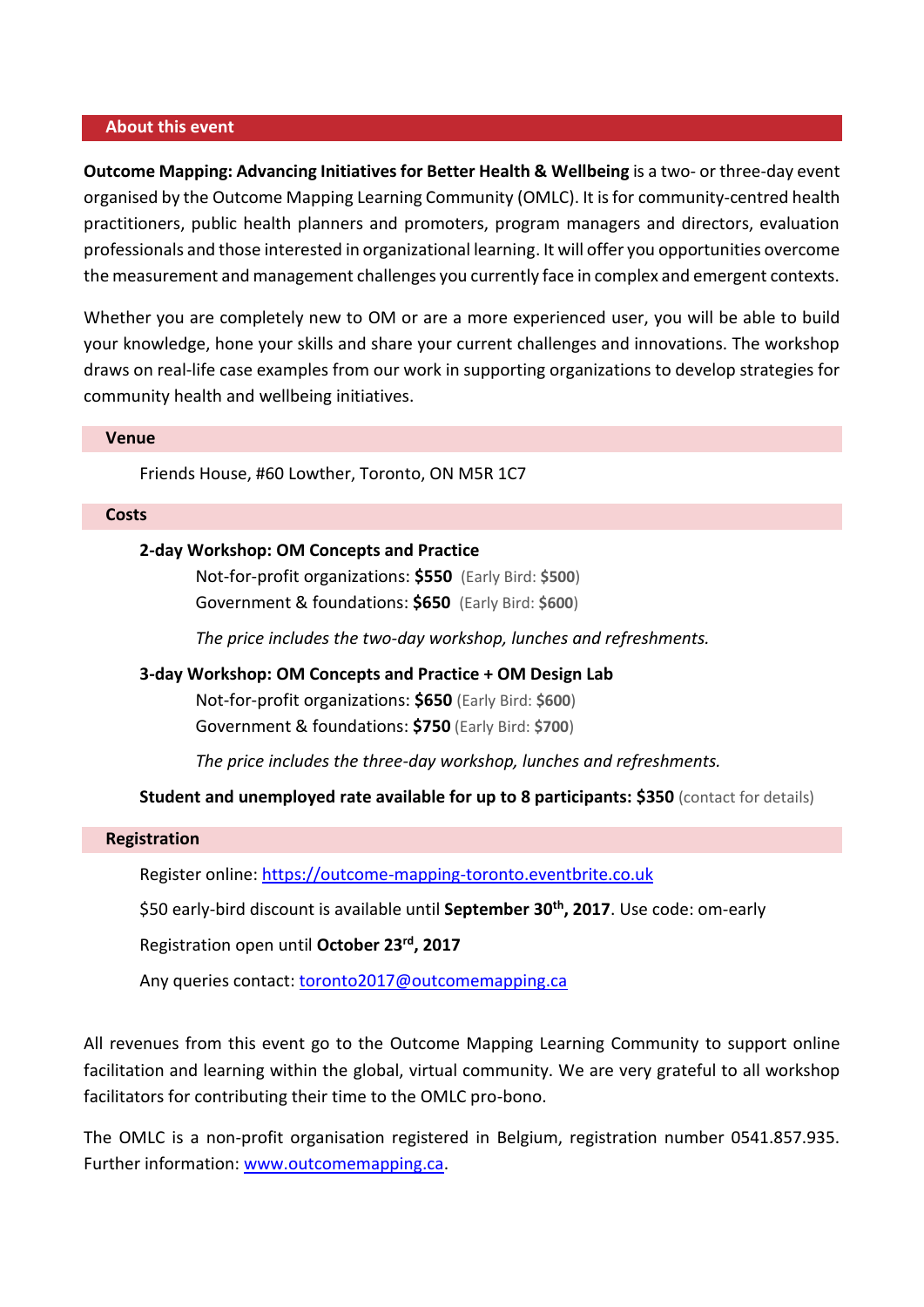## About this event

**Outcome Mapping: Advancing Initiatives for Better Health & Wellbeing** is a two- or three-day event organised by the Outcome Mapping Learning Community (OMLC). It is for community-centred health practitioners, public health planners and promoters, program managers and directors, evaluation professionals and those interested in organizational learning. It will offer you opportunities overcome the measurement and management challenges you currently face in complex and emergent contexts.

Whether you are completely new to OM or are a more experienced user, you will be able to build your knowledge, hone your skills and share your current challenges and innovations. The workshop draws on real-life case examples from our work in supporting organizations to develop strategies for community health and wellbeing initiatives.

### Venue

Friends House, #60 Lowther, Toronto, ON M5R 1C7

### Costs

**2-day Workshop: OM Concepts and Practice**

Not-for-profit organizations: **$550** (Early Bird: **$500**)
Government & foundations: **$650** (Early Bird: **$600**)

*The price includes the two-day workshop, lunches and refreshments.*

**3-day Workshop: OM Concepts and Practice + OM Design Lab**

Not-for-profit organizations: **$650** (Early Bird: **$600**)
Government & foundations: **$750** (Early Bird: **$700**)

*The price includes the three-day workshop, lunches and refreshments.*

**Student and unemployed rate available for up to 8 participants: $350** (contact for details)

### Registration

Register online: https://outcome-mapping-toronto.eventbrite.co.uk

$50 early-bird discount is available until **September 30th, 2017**. Use code: om-early

Registration open until **October 23rd, 2017**

Any queries contact: toronto2017@outcomemapping.ca

All revenues from this event go to the Outcome Mapping Learning Community to support online facilitation and learning within the global, virtual community. We are very grateful to all workshop facilitators for contributing their time to the OMLC pro-bono.

The OMLC is a non-profit organisation registered in Belgium, registration number 0541.857.935. Further information: www.outcomemapping.ca.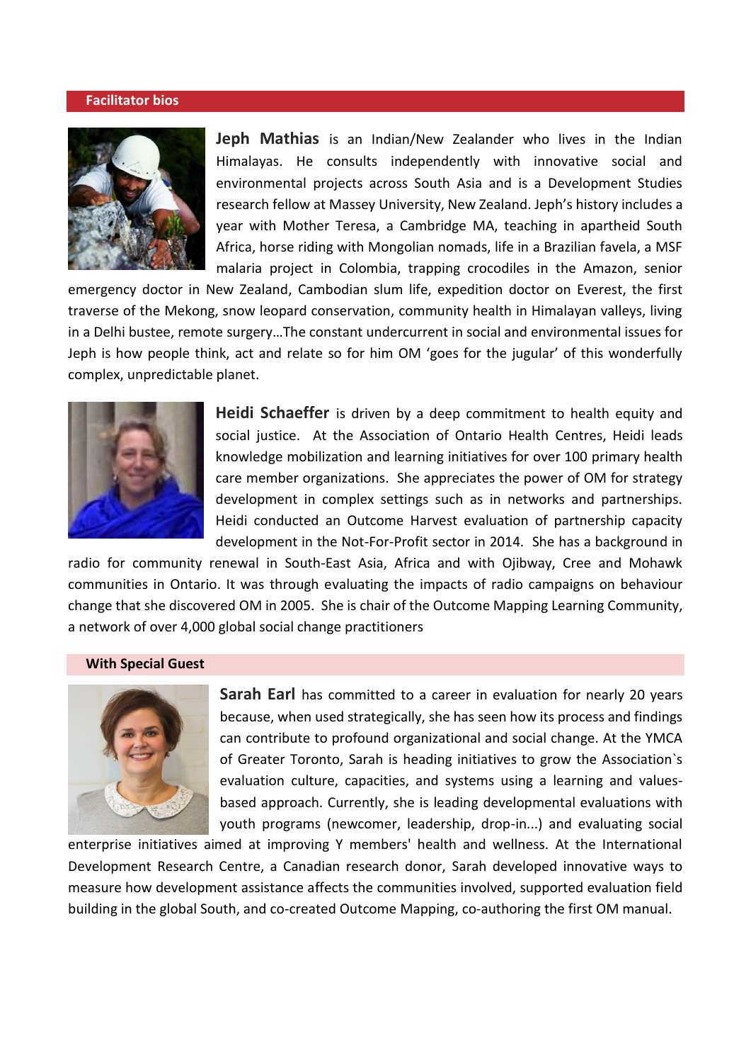## Facilitator bios

**Jeph Mathias** is an Indian/New Zealander who lives in the Indian Himalayas. He consults independently with innovative social and environmental projects across South Asia and is a Development Studies research fellow at Massey University, New Zealand. Jeph's history includes a year with Mother Teresa, a Cambridge MA, teaching in apartheid South Africa, horse riding with Mongolian nomads, life in a Brazilian favela, a MSF malaria project in Colombia, trapping crocodiles in the Amazon, senior emergency doctor in New Zealand, Cambodian slum life, expedition doctor on Everest, the first traverse of the Mekong, snow leopard conservation, community health in Himalayan valleys, living in a Delhi bustee, remote surgery…The constant undercurrent in social and environmental issues for Jeph is how people think, act and relate so for him OM 'goes for the jugular' of this wonderfully complex, unpredictable planet.

**Heidi Schaeffer** is driven by a deep commitment to health equity and social justice. At the Association of Ontario Health Centres, Heidi leads knowledge mobilization and learning initiatives for over 100 primary health care member organizations. She appreciates the power of OM for strategy development in complex settings such as in networks and partnerships. Heidi conducted an Outcome Harvest evaluation of partnership capacity development in the Not-For-Profit sector in 2014. She has a background in radio for community renewal in South-East Asia, Africa and with Ojibway, Cree and Mohawk communities in Ontario. It was through evaluating the impacts of radio campaigns on behaviour change that she discovered OM in 2005. She is chair of the Outcome Mapping Learning Community, a network of over 4,000 global social change practitioners

## With Special Guest

**Sarah Earl** has committed to a career in evaluation for nearly 20 years because, when used strategically, she has seen how its process and findings can contribute to profound organizational and social change. At the YMCA of Greater Toronto, Sarah is heading initiatives to grow the Association`s evaluation culture, capacities, and systems using a learning and values-based approach. Currently, she is leading developmental evaluations with youth programs (newcomer, leadership, drop-in...) and evaluating social enterprise initiatives aimed at improving Y members' health and wellness. At the International Development Research Centre, a Canadian research donor, Sarah developed innovative ways to measure how development assistance affects the communities involved, supported evaluation field building in the global South, and co-created Outcome Mapping, co-authoring the first OM manual.